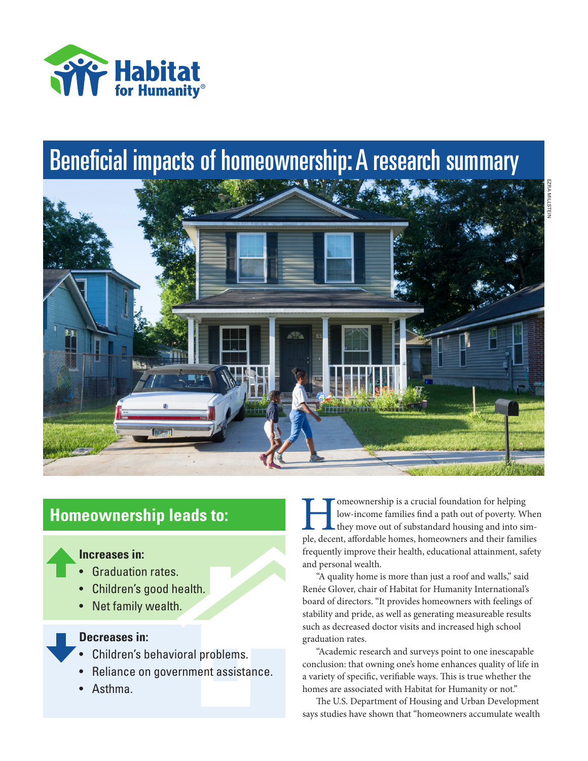Habitat for Humanity®

# Beneficial impacts of homeownership: A research summary

EZRA MILLSTEIN

## Homeownership leads to:

**Increases in:**

- Graduation rates.
- Children's good health.
- Net family wealth.

**Decreases in:**

- Children's behavioral problems.
- Reliance on government assistance.
- Asthma.

Homeownership is a crucial foundation for helping low-income families find a path out of poverty. When they move out of substandard housing and into simple, decent, affordable homes, homeowners and their families frequently improve their health, educational attainment, safety and personal wealth.

"A quality home is more than just a roof and walls," said Renée Glover, chair of Habitat for Humanity International's board of directors. "It provides homeowners with feelings of stability and pride, as well as generating measureable results such as decreased doctor visits and increased high school graduation rates.

"Academic research and surveys point to one inescapable conclusion: that owning one's home enhances quality of life in a variety of specific, verifiable ways. This is true whether the homes are associated with Habitat for Humanity or not."

The U.S. Department of Housing and Urban Development says studies have shown that "homeowners accumulate wealth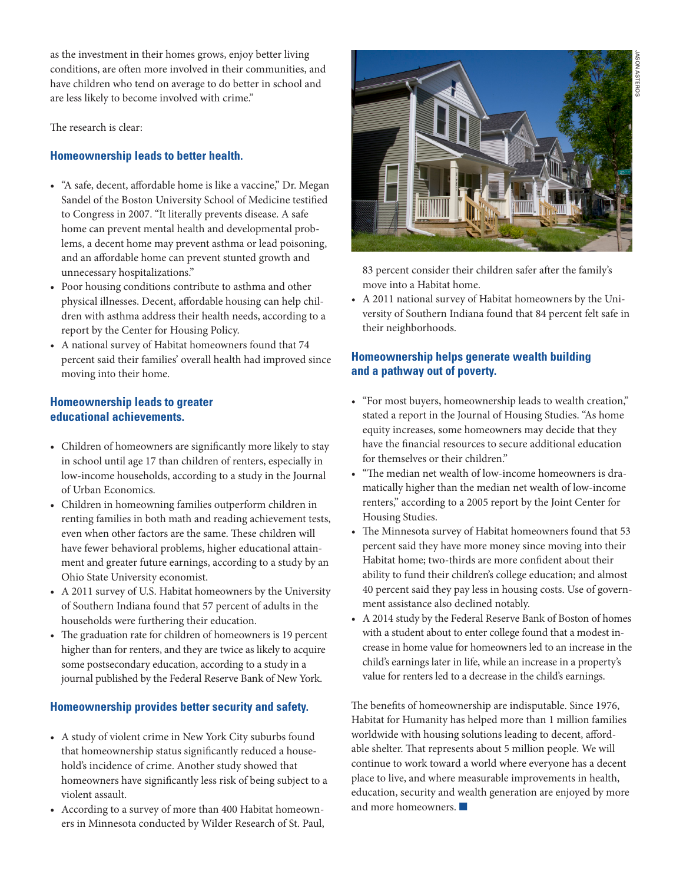as the investment in their homes grows, enjoy better living conditions, are often more involved in their communities, and have children who tend on average to do better in school and are less likely to become involved with crime."

The research is clear:

### Homeownership leads to better health.

- "A safe, decent, affordable home is like a vaccine," Dr. Megan Sandel of the Boston University School of Medicine testified to Congress in 2007. "It literally prevents disease. A safe home can prevent mental health and developmental problems, a decent home may prevent asthma or lead poisoning, and an affordable home can prevent stunted growth and unnecessary hospitalizations."
- Poor housing conditions contribute to asthma and other physical illnesses. Decent, affordable housing can help children with asthma address their health needs, according to a report by the Center for Housing Policy.
- A national survey of Habitat homeowners found that 74 percent said their families' overall health had improved since moving into their home.

### Homeownership leads to greater educational achievements.

- Children of homeowners are significantly more likely to stay in school until age 17 than children of renters, especially in low-income households, according to a study in the Journal of Urban Economics.
- Children in homeowning families outperform children in renting families in both math and reading achievement tests, even when other factors are the same. These children will have fewer behavioral problems, higher educational attainment and greater future earnings, according to a study by an Ohio State University economist.
- A 2011 survey of U.S. Habitat homeowners by the University of Southern Indiana found that 57 percent of adults in the households were furthering their education.
- The graduation rate for children of homeowners is 19 percent higher than for renters, and they are twice as likely to acquire some postsecondary education, according to a study in a journal published by the Federal Reserve Bank of New York.

### Homeownership provides better security and safety.

- A study of violent crime in New York City suburbs found that homeownership status significantly reduced a household's incidence of crime. Another study showed that homeowners have significantly less risk of being subject to a violent assault.
- According to a survey of more than 400 Habitat homeowners in Minnesota conducted by Wilder Research of St. Paul, 83 percent consider their children safer after the family's move into a Habitat home.
- A 2011 national survey of Habitat homeowners by the University of Southern Indiana found that 84 percent felt safe in their neighborhoods.

### Homeownership helps generate wealth building and a pathway out of poverty.

- "For most buyers, homeownership leads to wealth creation," stated a report in the Journal of Housing Studies. "As home equity increases, some homeowners may decide that they have the financial resources to secure additional education for themselves or their children."
- "The median net wealth of low-income homeowners is dramatically higher than the median net wealth of low-income renters," according to a 2005 report by the Joint Center for Housing Studies.
- The Minnesota survey of Habitat homeowners found that 53 percent said they have more money since moving into their Habitat home; two-thirds are more confident about their ability to fund their children's college education; and almost 40 percent said they pay less in housing costs. Use of government assistance also declined notably.
- A 2014 study by the Federal Reserve Bank of Boston of homes with a student about to enter college found that a modest increase in home value for homeowners led to an increase in the child's earnings later in life, while an increase in a property's value for renters led to a decrease in the child's earnings.

The benefits of homeownership are indisputable. Since 1976, Habitat for Humanity has helped more than 1 million families worldwide with housing solutions leading to decent, affordable shelter. That represents about 5 million people. We will continue to work toward a world where everyone has a decent place to live, and where measurable improvements in health, education, security and wealth generation are enjoyed by more and more homeowners. ■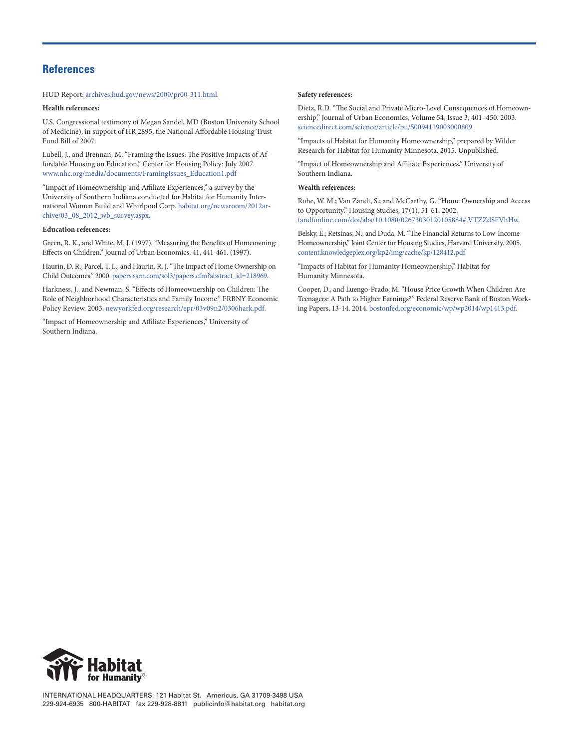## References

HUD Report: archives.hud.gov/news/2000/pr00-311.html.

**Health references:**

U.S. Congressional testimony of Megan Sandel, MD (Boston University School of Medicine), in support of HR 2895, the National Affordable Housing Trust Fund Bill of 2007.

Lubell, J., and Brennan, M. "Framing the Issues: The Positive Impacts of Affordable Housing on Education," Center for Housing Policy: July 2007. www.nhc.org/media/documents/FramingIssues_Education1.pdf

"Impact of Homeownership and Affiliate Experiences," a survey by the University of Southern Indiana conducted for Habitat for Humanity International Women Build and Whirlpool Corp. habitat.org/newsroom/2012archive/03_08_2012_wb_survey.aspx.

**Education references:**

Green, R. K., and White, M. J. (1997). "Measuring the Benefits of Homeowning: Effects on Children." Journal of Urban Economics, 41, 441-461. (1997).

Haurin, D. R.; Parcel, T. L.; and Haurin, R. J. "The Impact of Home Ownership on Child Outcomes." 2000. papers.ssrn.com/sol3/papers.cfm?abstract_id=218969.

Harkness, J., and Newman, S. "Effects of Homeownership on Children: The Role of Neighborhood Characteristics and Family Income." FRBNY Economic Policy Review. 2003. newyorkfed.org/research/epr/03v09n2/0306hark.pdf.

"Impact of Homeownership and Affiliate Experiences," University of Southern Indiana.

**Safety references:**

Dietz, R.D. "The Social and Private Micro-Level Consequences of Homeownership," Journal of Urban Economics, Volume 54, Issue 3, 401–450. 2003. sciencedirect.com/science/article/pii/S0094119003000809.

"Impacts of Habitat for Humanity Homeownership," prepared by Wilder Research for Habitat for Humanity Minnesota. 2015. Unpublished.

"Impact of Homeownership and Affiliate Experiences," University of Southern Indiana.

**Wealth references:**

Rohe, W. M.; Van Zandt, S.; and McCarthy, G. "Home Ownership and Access to Opportunity." Housing Studies, 17(1), 51-61. 2002. tandfonline.com/doi/abs/10.1080/02673030120105884#.VTZZdSFVhHw.

Belsky, E.; Retsinas, N.; and Duda, M. "The Financial Returns to Low-Income Homeownership," Joint Center for Housing Studies, Harvard University. 2005. content.knowledgeplex.org/kp2/img/cache/kp/128412.pdf

"Impacts of Habitat for Humanity Homeownership," Habitat for Humanity Minnesota.

Cooper, D., and Luengo-Prado, M. "House Price Growth When Children Are Teenagers: A Path to Higher Earnings?" Federal Reserve Bank of Boston Working Papers, 13-14. 2014. bostonfed.org/economic/wp/wp2014/wp1413.pdf.

Habitat for Humanity®

INTERNATIONAL HEADQUARTERS: 121 Habitat St. Americus, GA 31709-3498 USA
229-924-6935 800-HABITAT fax 229-928-8811 publicinfo@habitat.org habitat.org